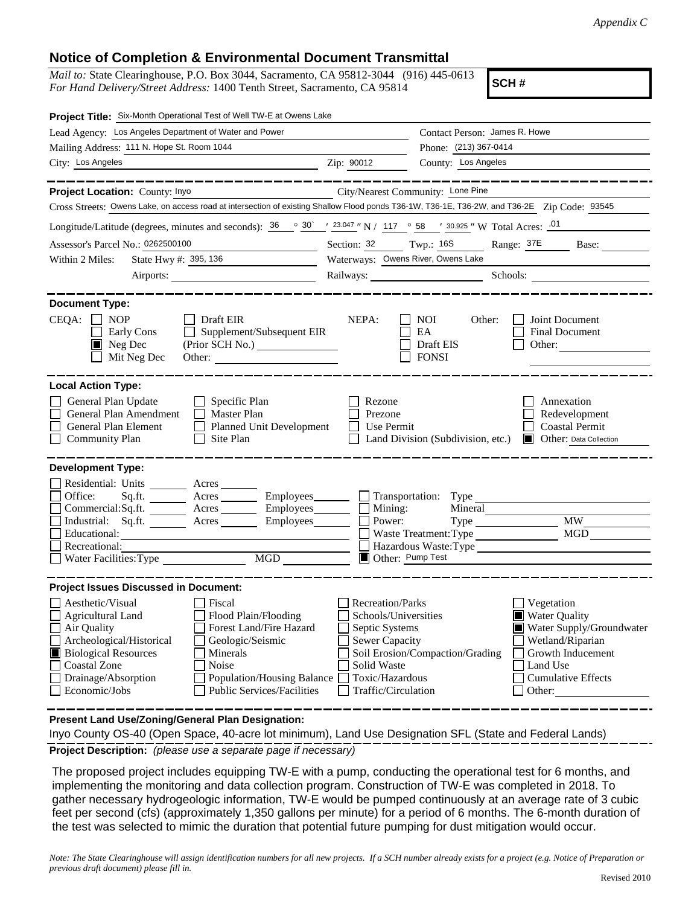*Appendix C*

# Notice of Completion & Environmental Document Transmittal

*Mail to:* State Clearinghouse, P.O. Box 3044, Sacramento, CA 95812-3044 (916) 445-0613
*For Hand Delivery/Street Address:* 1400 Tenth Street, Sacramento, CA 95814

**SCH #**

**Project Title:** Six-Month Operational Test of Well TW-E at Owens Lake

Lead Agency: Los Angeles Department of Water and Power
Contact Person: James R. Howe
Mailing Address: 111 N. Hope St. Room 1044
Phone: (213) 367-0414
City: Los Angeles
Zip: 90012
County: Los Angeles

---

**Project Location:** County: Inyo
City/Nearest Community: Lone Pine
Cross Streets: Owens Lake, on access road at intersection of existing Shallow Flood ponds T36-1W, T36-1E, T36-2W, and T36-2E
Zip Code: 93545
Longitude/Latitude (degrees, minutes and seconds): 36 ° 30 ′ 23.047 ″ N / 117 ° 58 ′ 30.925 ″ W
Total Acres: .01
Assessor's Parcel No.: 0262500100
Section: 32 Twp.: 16S Range: 37E Base:
Within 2 Miles: State Hwy #: 395, 136
Waterways: Owens River, Owens Lake
Airports:
Railways:
Schools:

---

**Document Type:**

CEQA:
- [ ] NOP
- [ ] Early Cons
- [x] Neg Dec
- [ ] Mit Neg Dec
- [ ] Draft EIR
- [ ] Supplement/Subsequent EIR (Prior SCH No.)
- Other:

NEPA:
- [ ] NOI
- [ ] EA
- [ ] Draft EIS
- [ ] FONSI

Other:
- [ ] Joint Document
- [ ] Final Document
- [ ] Other:

---

**Local Action Type:**

- [ ] General Plan Update
- [ ] General Plan Amendment
- [ ] General Plan Element
- [ ] Community Plan
- [ ] Specific Plan
- [ ] Master Plan
- [ ] Planned Unit Development
- [ ] Site Plan
- [ ] Rezone
- [ ] Prezone
- [ ] Use Permit
- [ ] Land Division (Subdivision, etc.)
- [ ] Annexation
- [ ] Redevelopment
- [ ] Coastal Permit
- [x] Other: Data Collection

---

**Development Type:**

- [ ] Residential: Units ___ Acres ___
- [ ] Office: Sq.ft. ___ Acres ___ Employees ___
- [ ] Commercial: Sq.ft. ___ Acres ___ Employees ___
- [ ] Industrial: Sq.ft. ___ Acres ___ Employees ___
- [ ] Educational:
- [ ] Recreational:
- [ ] Water Facilities: Type ___ MGD ___
- [ ] Transportation: Type
- [ ] Mining: Mineral
- [ ] Power: Type ___ MW
- [ ] Waste Treatment: Type ___ MGD
- [ ] Hazardous Waste: Type
- [x] Other: Pump Test

---

**Project Issues Discussed in Document:**

- [ ] Aesthetic/Visual
- [ ] Agricultural Land
- [ ] Air Quality
- [ ] Archeological/Historical
- [x] Biological Resources
- [ ] Coastal Zone
- [ ] Drainage/Absorption
- [ ] Economic/Jobs
- [ ] Fiscal
- [ ] Flood Plain/Flooding
- [ ] Forest Land/Fire Hazard
- [ ] Geologic/Seismic
- [ ] Minerals
- [ ] Noise
- [ ] Population/Housing Balance
- [ ] Public Services/Facilities
- [ ] Recreation/Parks
- [ ] Schools/Universities
- [ ] Septic Systems
- [ ] Sewer Capacity
- [ ] Soil Erosion/Compaction/Grading
- [ ] Solid Waste
- [ ] Toxic/Hazardous
- [ ] Traffic/Circulation
- [ ] Vegetation
- [x] Water Quality
- [x] Water Supply/Groundwater
- [ ] Wetland/Riparian
- [ ] Growth Inducement
- [ ] Land Use
- [ ] Cumulative Effects
- [ ] Other:

---

**Present Land Use/Zoning/General Plan Designation:**

Inyo County OS-40 (Open Space, 40-acre lot minimum), Land Use Designation SFL (State and Federal Lands)

**Project Description:** *(please use a separate page if necessary)*

The proposed project includes equipping TW-E with a pump, conducting the operational test for 6 months, and implementing the monitoring and data collection program. Construction of TW-E was completed in 2018. To gather necessary hydrogeologic information, TW-E would be pumped continuously at an average rate of 3 cubic feet per second (cfs) (approximately 1,350 gallons per minute) for a period of 6 months. The 6-month duration of the test was selected to mimic the duration that potential future pumping for dust mitigation would occur.

*Note: The State Clearinghouse will assign identification numbers for all new projects. If a SCH number already exists for a project (e.g. Notice of Preparation or previous draft document) please fill in.*

Revised 2010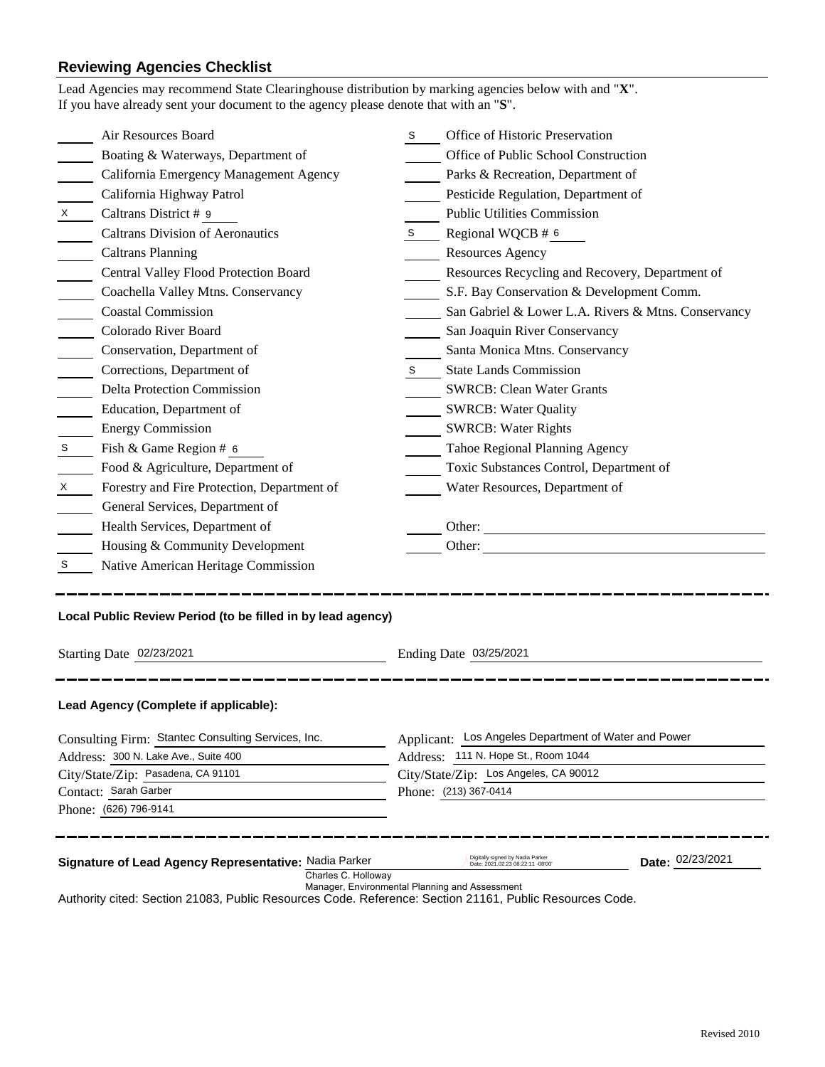## Reviewing Agencies Checklist

Lead Agencies may recommend State Clearinghouse distribution by marking agencies below with and "**X**".
If you have already sent your document to the agency please denote that with an "**S**".

| | | | |
|---|---|---|---|
| | Air Resources Board | S | Office of Historic Preservation |
| | Boating & Waterways, Department of | | Office of Public School Construction |
| | California Emergency Management Agency | | Parks & Recreation, Department of |
| | California Highway Patrol | | Pesticide Regulation, Department of |
| X | Caltrans District # 9 | | Public Utilities Commission |
| | Caltrans Division of Aeronautics | S | Regional WQCB # 6 |
| | Caltrans Planning | | Resources Agency |
| | Central Valley Flood Protection Board | | Resources Recycling and Recovery, Department of |
| | Coachella Valley Mtns. Conservancy | | S.F. Bay Conservation & Development Comm. |
| | Coastal Commission | | San Gabriel & Lower L.A. Rivers & Mtns. Conservancy |
| | Colorado River Board | | San Joaquin River Conservancy |
| | Conservation, Department of | | Santa Monica Mtns. Conservancy |
| | Corrections, Department of | S | State Lands Commission |
| | Delta Protection Commission | | SWRCB: Clean Water Grants |
| | Education, Department of | | SWRCB: Water Quality |
| | Energy Commission | | SWRCB: Water Rights |
| S | Fish & Game Region # 6 | | Tahoe Regional Planning Agency |
| | Food & Agriculture, Department of | | Toxic Substances Control, Department of |
| X | Forestry and Fire Protection, Department of | | Water Resources, Department of |
| | General Services, Department of | | |
| | Health Services, Department of | | Other: |
| | Housing & Community Development | | Other: |
| S | Native American Heritage Commission | | |

### Local Public Review Period (to be filled in by lead agency)

Starting Date 02/23/2021

Ending Date 03/25/2021

### Lead Agency (Complete if applicable):

Consulting Firm: Stantec Consulting Services, Inc.
Address: 300 N. Lake Ave., Suite 400
City/State/Zip: Pasadena, CA 91101
Contact: Sarah Garber
Phone: (626) 796-9141

Applicant: Los Angeles Department of Water and Power
Address: 111 N. Hope St., Room 1044
City/State/Zip: Los Angeles, CA 90012
Phone: (213) 367-0414

**Signature of Lead Agency Representative:** Nadia Parker
Digitally signed by Nadia Parker
Date: 2021.02.23 08:22:11 -08'00'
Charles C. Holloway
Manager, Environmental Planning and Assessment

**Date:** 02/23/2021

Authority cited: Section 21083, Public Resources Code. Reference: Section 21161, Public Resources Code.

Revised 2010